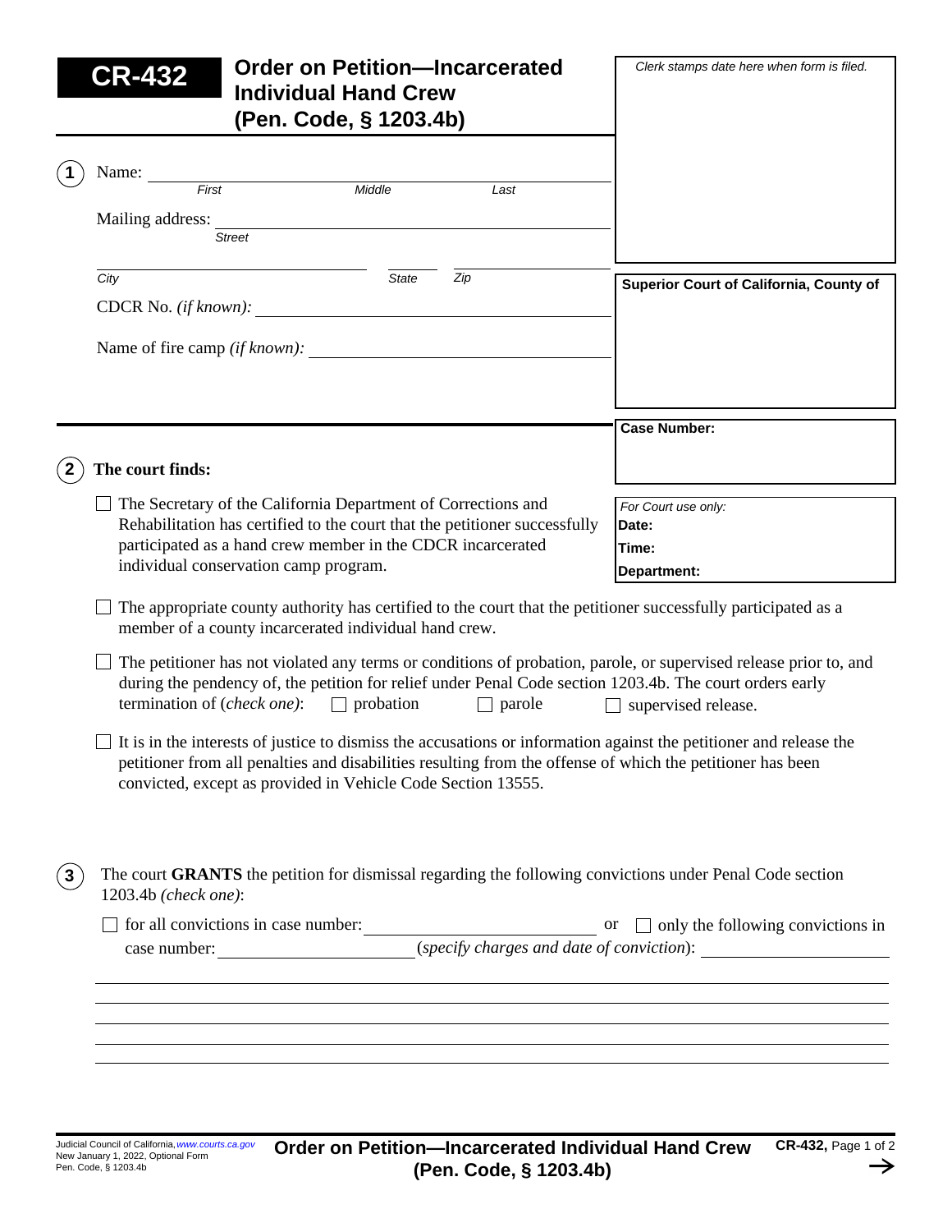# CR-432 Order on Petition—Incarcerated Individual Hand Crew (Pen. Code, § 1203.4b)

*Clerk stamps date here when form is filed.*

**Superior Court of California, County of**

**Case Number:**

*For Court use only:*
**Date:**
**Time:**
**Department:**

**1** Name: ______________________________
*First* *Middle* *Last*

Mailing address: ______________________________
*Street*

______________________________
*City* *State* *Zip*

CDCR No. *(if known)*: ______________________________

Name of fire camp *(if known)*: ______________________________

**2** **The court finds:**

☐ The Secretary of the California Department of Corrections and Rehabilitation has certified to the court that the petitioner successfully participated as a hand crew member in the CDCR incarcerated individual conservation camp program.

☐ The appropriate county authority has certified to the court that the petitioner successfully participated as a member of a county incarcerated individual hand crew.

☐ The petitioner has not violated any terms or conditions of probation, parole, or supervised release prior to, and during the pendency of, the petition for relief under Penal Code section 1203.4b. The court orders early termination of (*check one*): ☐ probation ☐ parole ☐ supervised release.

☐ It is in the interests of justice to dismiss the accusations or information against the petitioner and release the petitioner from all penalties and disabilities resulting from the offense of which the petitioner has been convicted, except as provided in Vehicle Code Section 13555.

**3** The court **GRANTS** the petition for dismissal regarding the following convictions under Penal Code section 1203.4b *(check one)*:

☐ for all convictions in case number: ______________________ or ☐ only the following convictions in case number: ______________________ (*specify charges and date of conviction*): ______________________

______________________________________________________________________

______________________________________________________________________

______________________________________________________________________

______________________________________________________________________

______________________________________________________________________

Judicial Council of California, www.courts.ca.gov
New January 1, 2022, Optional Form
Pen. Code, § 1203.4b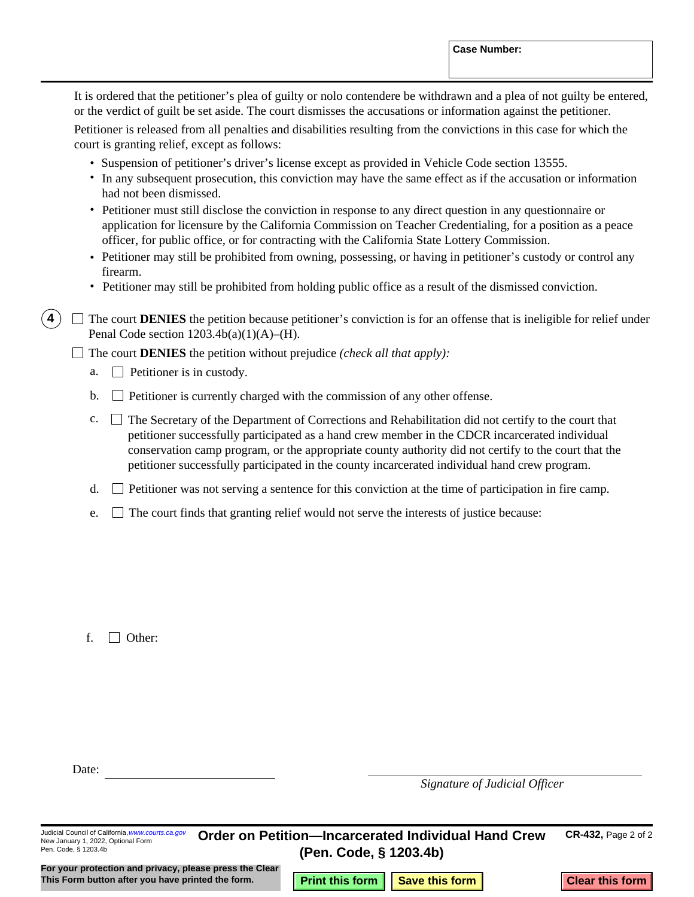Case Number:

It is ordered that the petitioner's plea of guilty or nolo contendere be withdrawn and a plea of not guilty be entered, or the verdict of guilt be set aside. The court dismisses the accusations or information against the petitioner.

Petitioner is released from all penalties and disabilities resulting from the convictions in this case for which the court is granting relief, except as follows:

- Suspension of petitioner's driver's license except as provided in Vehicle Code section 13555.
- In any subsequent prosecution, this conviction may have the same effect as if the accusation or information had not been dismissed.
- Petitioner must still disclose the conviction in response to any direct question in any questionnaire or application for licensure by the California Commission on Teacher Credentialing, for a position as a peace officer, for public office, or for contracting with the California State Lottery Commission.
- Petitioner may still be prohibited from owning, possessing, or having in petitioner's custody or control any firearm.
- Petitioner may still be prohibited from holding public office as a result of the dismissed conviction.

**4** ☐ The court **DENIES** the petition because petitioner's conviction is for an offense that is ineligible for relief under Penal Code section 1203.4b(a)(1)(A)–(H).

☐ The court **DENIES** the petition without prejudice *(check all that apply):*

a. ☐ Petitioner is in custody.

b. ☐ Petitioner is currently charged with the commission of any other offense.

c. ☐ The Secretary of the Department of Corrections and Rehabilitation did not certify to the court that petitioner successfully participated as a hand crew member in the CDCR incarcerated individual conservation camp program, or the appropriate county authority did not certify to the court that the petitioner successfully participated in the county incarcerated individual hand crew program.

d. ☐ Petitioner was not serving a sentence for this conviction at the time of participation in fire camp.

e. ☐ The court finds that granting relief would not serve the interests of justice because:

f. ☐ Other:

Date: ______________________

______________________________
*Signature of Judicial Officer*

Judicial Council of California, www.courts.ca.gov
New January 1, 2022, Optional Form
Pen. Code, § 1203.4b

**Order on Petition—Incarcerated Individual Hand Crew (Pen. Code, § 1203.4b)**

**CR-432**